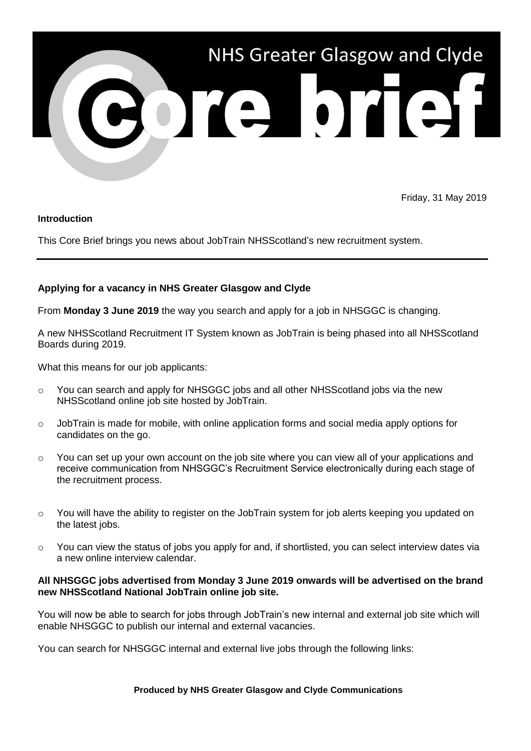# NHS Greater Glasgow and Clyde Core brief

Friday, 31 May 2019

**Introduction**

This Core Brief brings you news about JobTrain NHSScotland's new recruitment system.

---

**Applying for a vacancy in NHS Greater Glasgow and Clyde**

From **Monday 3 June 2019** the way you search and apply for a job in NHSGGC is changing.

A new NHSScotland Recruitment IT System known as JobTrain is being phased into all NHSScotland Boards during 2019.

What this means for our job applicants:

- You can search and apply for NHSGGC jobs and all other NHSScotland jobs via the new NHSScotland online job site hosted by JobTrain.
- JobTrain is made for mobile, with online application forms and social media apply options for candidates on the go.
- You can set up your own account on the job site where you can view all of your applications and receive communication from NHSGGC's Recruitment Service electronically during each stage of the recruitment process.
- You will have the ability to register on the JobTrain system for job alerts keeping you updated on the latest jobs.
- You can view the status of jobs you apply for and, if shortlisted, you can select interview dates via a new online interview calendar.

**All NHSGGC jobs advertised from Monday 3 June 2019 onwards will be advertised on the brand new NHSScotland National JobTrain online job site.**

You will now be able to search for jobs through JobTrain's new internal and external job site which will enable NHSGGC to publish our internal and external vacancies.

You can search for NHSGGC internal and external live jobs through the following links:

**Produced by NHS Greater Glasgow and Clyde Communications**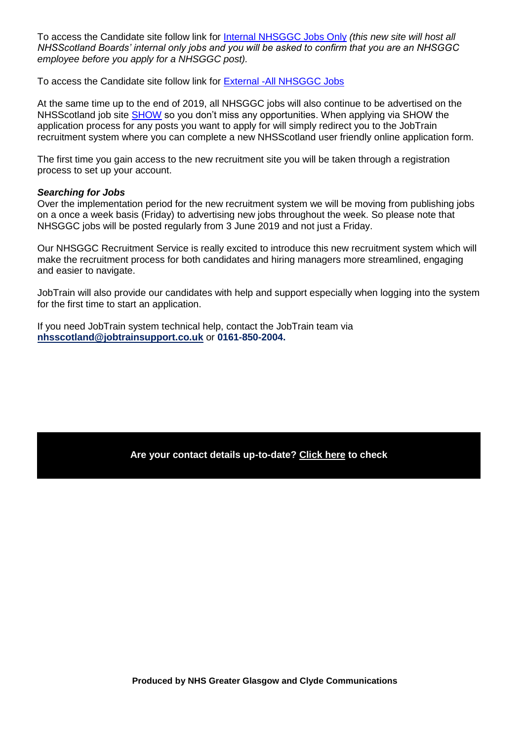To access the Candidate site follow link for Internal NHSGGC Jobs Only *(this new site will host all NHSScotland Boards' internal only jobs and you will be asked to confirm that you are an NHSGGC employee before you apply for a NHSGGC post).*

To access the Candidate site follow link for External -All NHSGGC Jobs

At the same time up to the end of 2019, all NHSGGC jobs will also continue to be advertised on the NHSScotland job site SHOW so you don't miss any opportunities. When applying via SHOW the application process for any posts you want to apply for will simply redirect you to the JobTrain recruitment system where you can complete a new NHSScotland user friendly online application form.

The first time you gain access to the new recruitment site you will be taken through a registration process to set up your account.

***Searching for Jobs***

Over the implementation period for the new recruitment system we will be moving from publishing jobs on a once a week basis (Friday) to advertising new jobs throughout the week. So please note that NHSGGC jobs will be posted regularly from 3 June 2019 and not just a Friday.

Our NHSGGC Recruitment Service is really excited to introduce this new recruitment system which will make the recruitment process for both candidates and hiring managers more streamlined, engaging and easier to navigate.

JobTrain will also provide our candidates with help and support especially when logging into the system for the first time to start an application.

If you need JobTrain system technical help, contact the JobTrain team via **nhsscotland@jobtrainsupport.co.uk** or **0161-850-2004.**

**Are your contact details up-to-date? Click here to check**

**Produced by NHS Greater Glasgow and Clyde Communications**